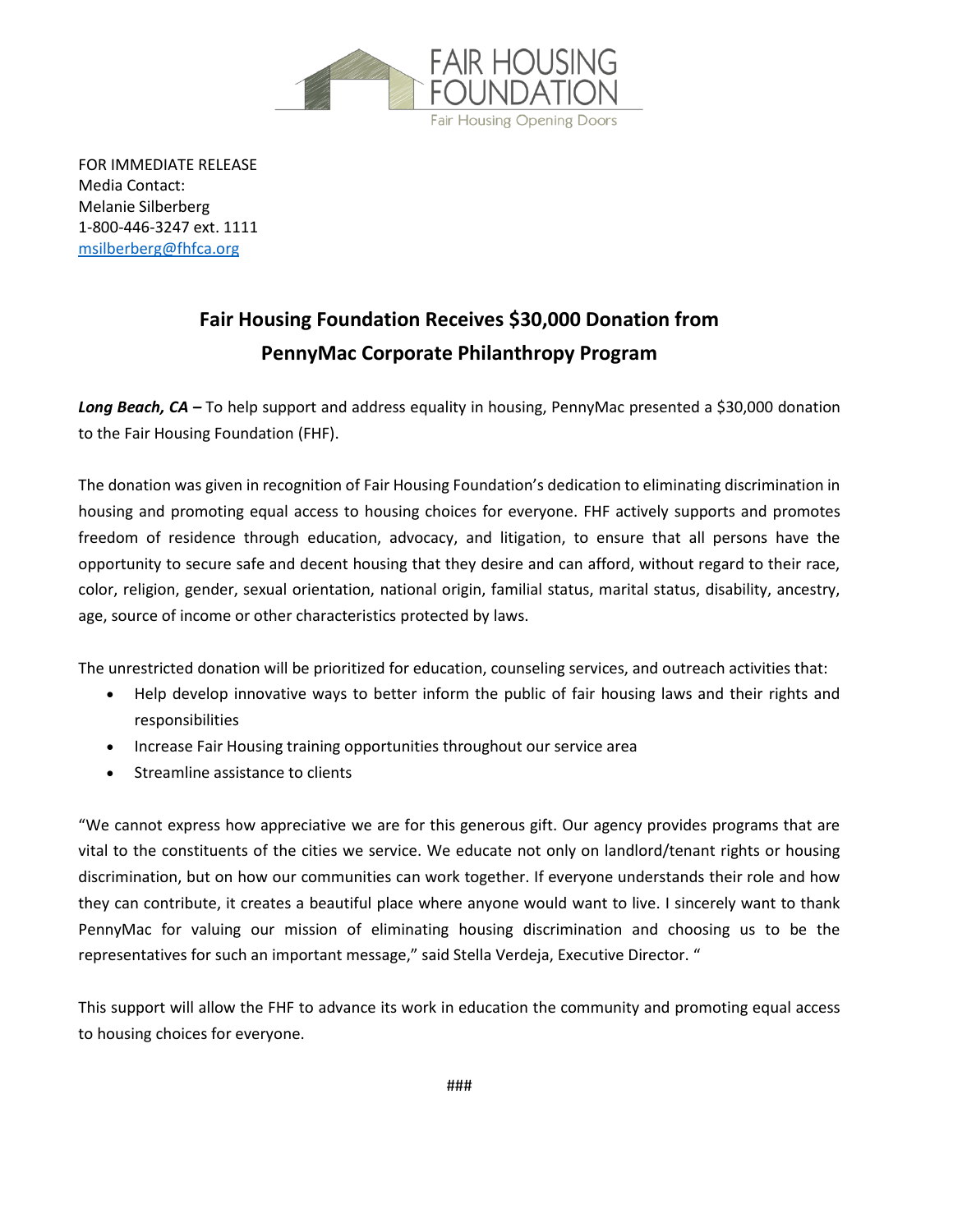FAIR HOUSING FOUNDATION

Fair Housing Opening Doors

FOR IMMEDIATE RELEASE
Media Contact:
Melanie Silberberg
1-800-446-3247 ext. 1111
msilberberg@fhfca.org

# Fair Housing Foundation Receives $30,000 Donation from PennyMac Corporate Philanthropy Program

***Long Beach, CA –*** To help support and address equality in housing, PennyMac presented a $30,000 donation to the Fair Housing Foundation (FHF).

The donation was given in recognition of Fair Housing Foundation's dedication to eliminating discrimination in housing and promoting equal access to housing choices for everyone. FHF actively supports and promotes freedom of residence through education, advocacy, and litigation, to ensure that all persons have the opportunity to secure safe and decent housing that they desire and can afford, without regard to their race, color, religion, gender, sexual orientation, national origin, familial status, marital status, disability, ancestry, age, source of income or other characteristics protected by laws.

The unrestricted donation will be prioritized for education, counseling services, and outreach activities that:

- Help develop innovative ways to better inform the public of fair housing laws and their rights and responsibilities
- Increase Fair Housing training opportunities throughout our service area
- Streamline assistance to clients

"We cannot express how appreciative we are for this generous gift. Our agency provides programs that are vital to the constituents of the cities we service. We educate not only on landlord/tenant rights or housing discrimination, but on how our communities can work together. If everyone understands their role and how they can contribute, it creates a beautiful place where anyone would want to live. I sincerely want to thank PennyMac for valuing our mission of eliminating housing discrimination and choosing us to be the representatives for such an important message," said Stella Verdeja, Executive Director. "

This support will allow the FHF to advance its work in education the community and promoting equal access to housing choices for everyone.

###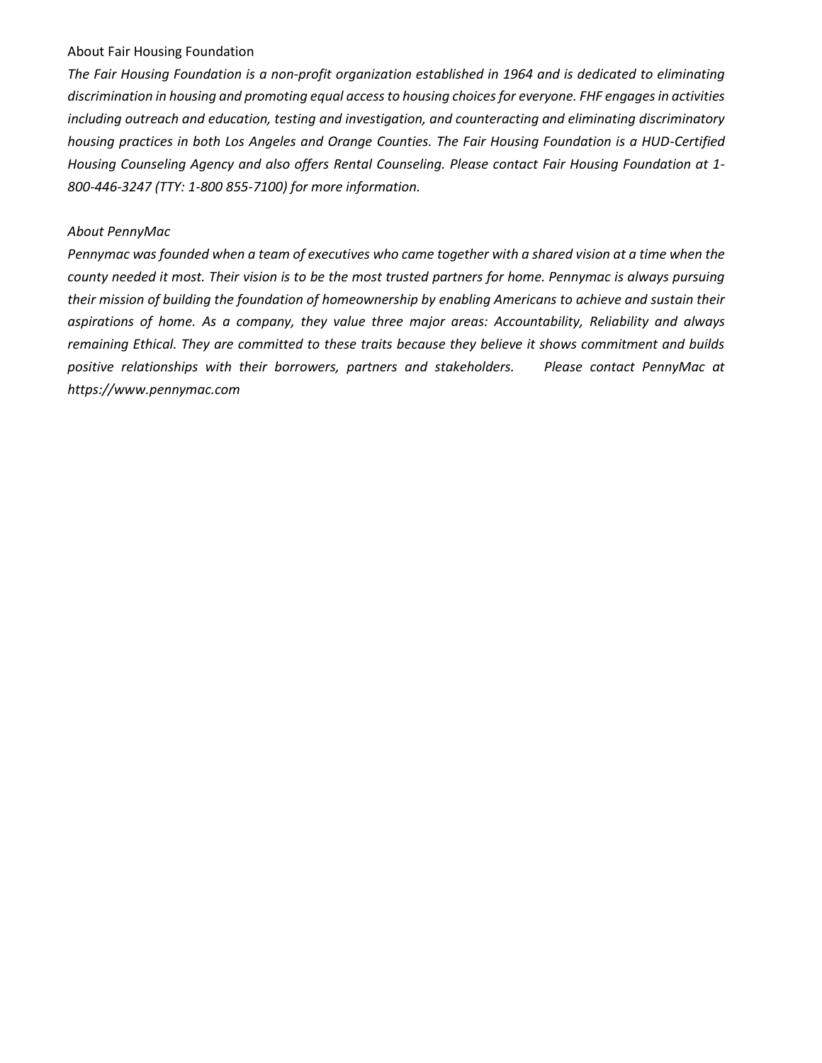About Fair Housing Foundation

*The Fair Housing Foundation is a non-profit organization established in 1964 and is dedicated to eliminating discrimination in housing and promoting equal access to housing choices for everyone. FHF engages in activities including outreach and education, testing and investigation, and counteracting and eliminating discriminatory housing practices in both Los Angeles and Orange Counties. The Fair Housing Foundation is a HUD-Certified Housing Counseling Agency and also offers Rental Counseling. Please contact Fair Housing Foundation at 1-800-446-3247 (TTY: 1-800 855-7100) for more information.*

*About PennyMac*

*Pennymac was founded when a team of executives who came together with a shared vision at a time when the county needed it most. Their vision is to be the most trusted partners for home. Pennymac is always pursuing their mission of building the foundation of homeownership by enabling Americans to achieve and sustain their aspirations of home. As a company, they value three major areas: Accountability, Reliability and always remaining Ethical. They are committed to these traits because they believe it shows commitment and builds positive relationships with their borrowers, partners and stakeholders. Please contact PennyMac at https://www.pennymac.com*